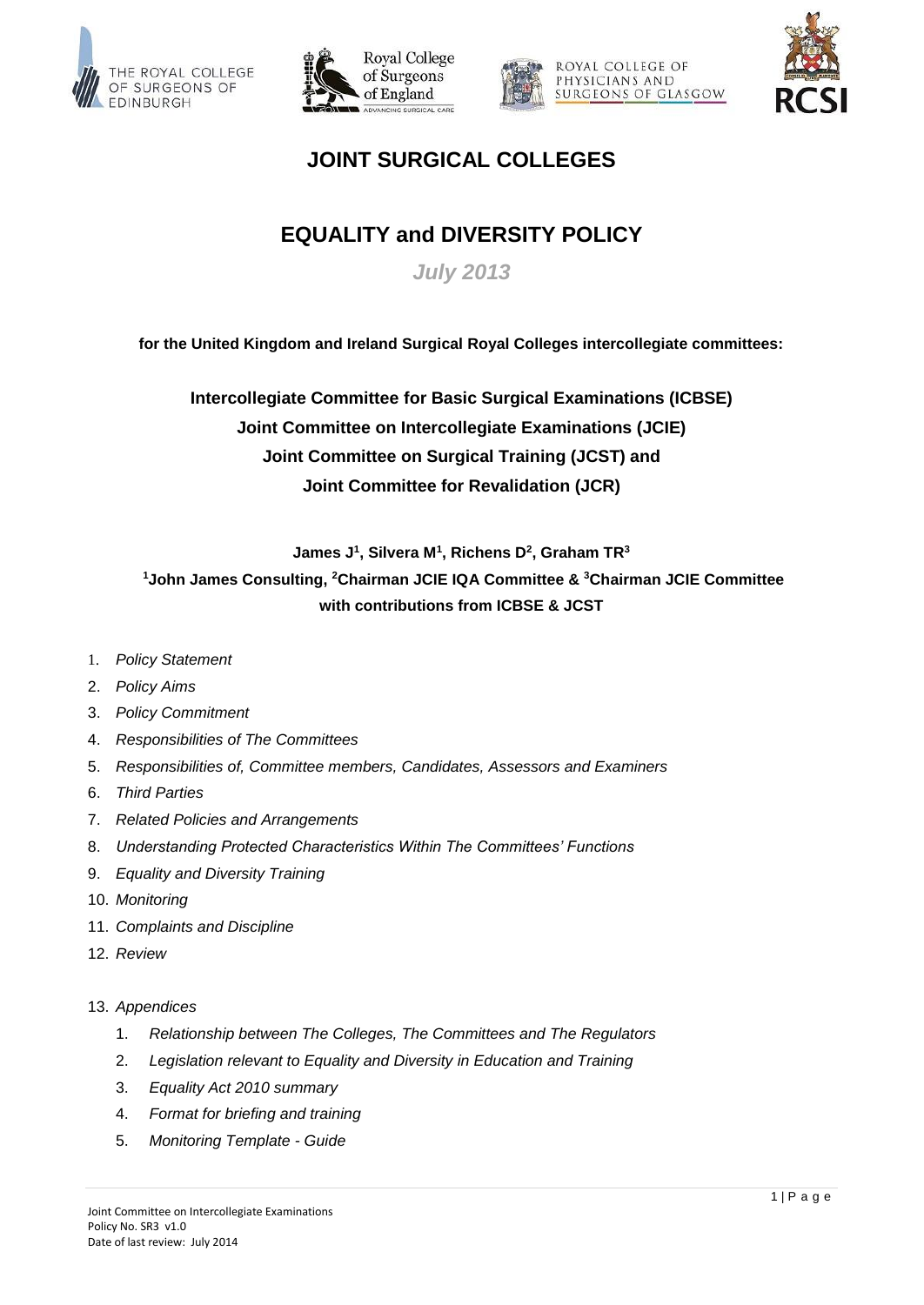THE ROYAL COLLEGE OF SURGEONS OF EDINBURGH

Royal College of Surgeons of England — ADVANCING SURGICAL CARE

ROYAL COLLEGE OF PHYSICIANS AND SURGEONS OF GLASGOW

RCSI

# JOINT SURGICAL COLLEGES

# EQUALITY and DIVERSITY POLICY

***July 2013***

**for the United Kingdom and Ireland Surgical Royal Colleges intercollegiate committees:**

**Intercollegiate Committee for Basic Surgical Examinations (ICBSE)**
**Joint Committee on Intercollegiate Examinations (JCIE)**
**Joint Committee on Surgical Training (JCST) and**
**Joint Committee for Revalidation (JCR)**

**James J[1], Silvera M[1], Richens D[2], Graham TR[3]**
**[1]John James Consulting, [2]Chairman JCIE IQA Committee & [3]Chairman JCIE Committee with contributions from ICBSE & JCST**

1. *Policy Statement*
2. *Policy Aims*
3. *Policy Commitment*
4. *Responsibilities of The Committees*
5. *Responsibilities of, Committee members, Candidates, Assessors and Examiners*
6. *Third Parties*
7. *Related Policies and Arrangements*
8. *Understanding Protected Characteristics Within The Committees' Functions*
9. *Equality and Diversity Training*
10. *Monitoring*
11. *Complaints and Discipline*
12. *Review*
13. *Appendices*
    1. *Relationship between The Colleges, The Committees and The Regulators*
    2. *Legislation relevant to Equality and Diversity in Education and Training*
    3. *Equality Act 2010 summary*
    4. *Format for briefing and training*
    5. *Monitoring Template - Guide*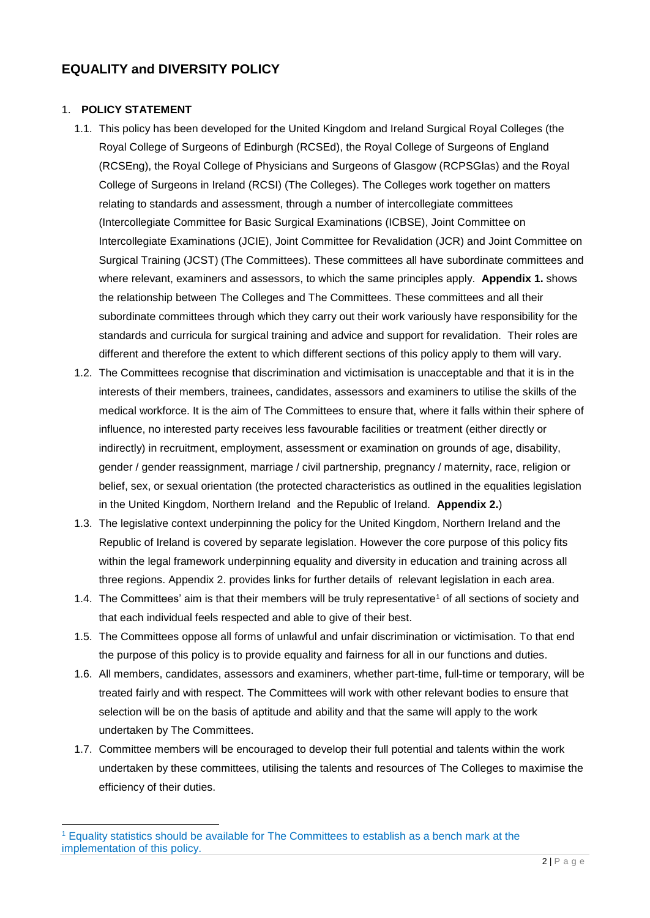## EQUALITY and DIVERSITY POLICY

1. **POLICY STATEMENT**

   1.1. This policy has been developed for the United Kingdom and Ireland Surgical Royal Colleges (the Royal College of Surgeons of Edinburgh (RCSEd), the Royal College of Surgeons of England (RCSEng), the Royal College of Physicians and Surgeons of Glasgow (RCPSGlas) and the Royal College of Surgeons in Ireland (RCSI) (The Colleges). The Colleges work together on matters relating to standards and assessment, through a number of intercollegiate committees (Intercollegiate Committee for Basic Surgical Examinations (ICBSE), Joint Committee on Intercollegiate Examinations (JCIE), Joint Committee for Revalidation (JCR) and Joint Committee on Surgical Training (JCST) (The Committees). These committees all have subordinate committees and where relevant, examiners and assessors, to which the same principles apply. **Appendix 1.** shows the relationship between The Colleges and The Committees. These committees and all their subordinate committees through which they carry out their work variously have responsibility for the standards and curricula for surgical training and advice and support for revalidation. Their roles are different and therefore the extent to which different sections of this policy apply to them will vary.

   1.2. The Committees recognise that discrimination and victimisation is unacceptable and that it is in the interests of their members, trainees, candidates, assessors and examiners to utilise the skills of the medical workforce. It is the aim of The Committees to ensure that, where it falls within their sphere of influence, no interested party receives less favourable facilities or treatment (either directly or indirectly) in recruitment, employment, assessment or examination on grounds of age, disability, gender / gender reassignment, marriage / civil partnership, pregnancy / maternity, race, religion or belief, sex, or sexual orientation (the protected characteristics as outlined in the equalities legislation in the United Kingdom, Northern Ireland and the Republic of Ireland. **Appendix 2.**)

   1.3. The legislative context underpinning the policy for the United Kingdom, Northern Ireland and the Republic of Ireland is covered by separate legislation. However the core purpose of this policy fits within the legal framework underpinning equality and diversity in education and training across all three regions. Appendix 2. provides links for further details of relevant legislation in each area.

   1.4. The Committees' aim is that their members will be truly representative[1] of all sections of society and that each individual feels respected and able to give of their best.

   1.5. The Committees oppose all forms of unlawful and unfair discrimination or victimisation. To that end the purpose of this policy is to provide equality and fairness for all in our functions and duties.

   1.6. All members, candidates, assessors and examiners, whether part-time, full-time or temporary, will be treated fairly and with respect. The Committees will work with other relevant bodies to ensure that selection will be on the basis of aptitude and ability and that the same will apply to the work undertaken by The Committees.

   1.7. Committee members will be encouraged to develop their full potential and talents within the work undertaken by these committees, utilising the talents and resources of The Colleges to maximise the efficiency of their duties.

---

[1] Equality statistics should be available for The Committees to establish as a bench mark at the implementation of this policy.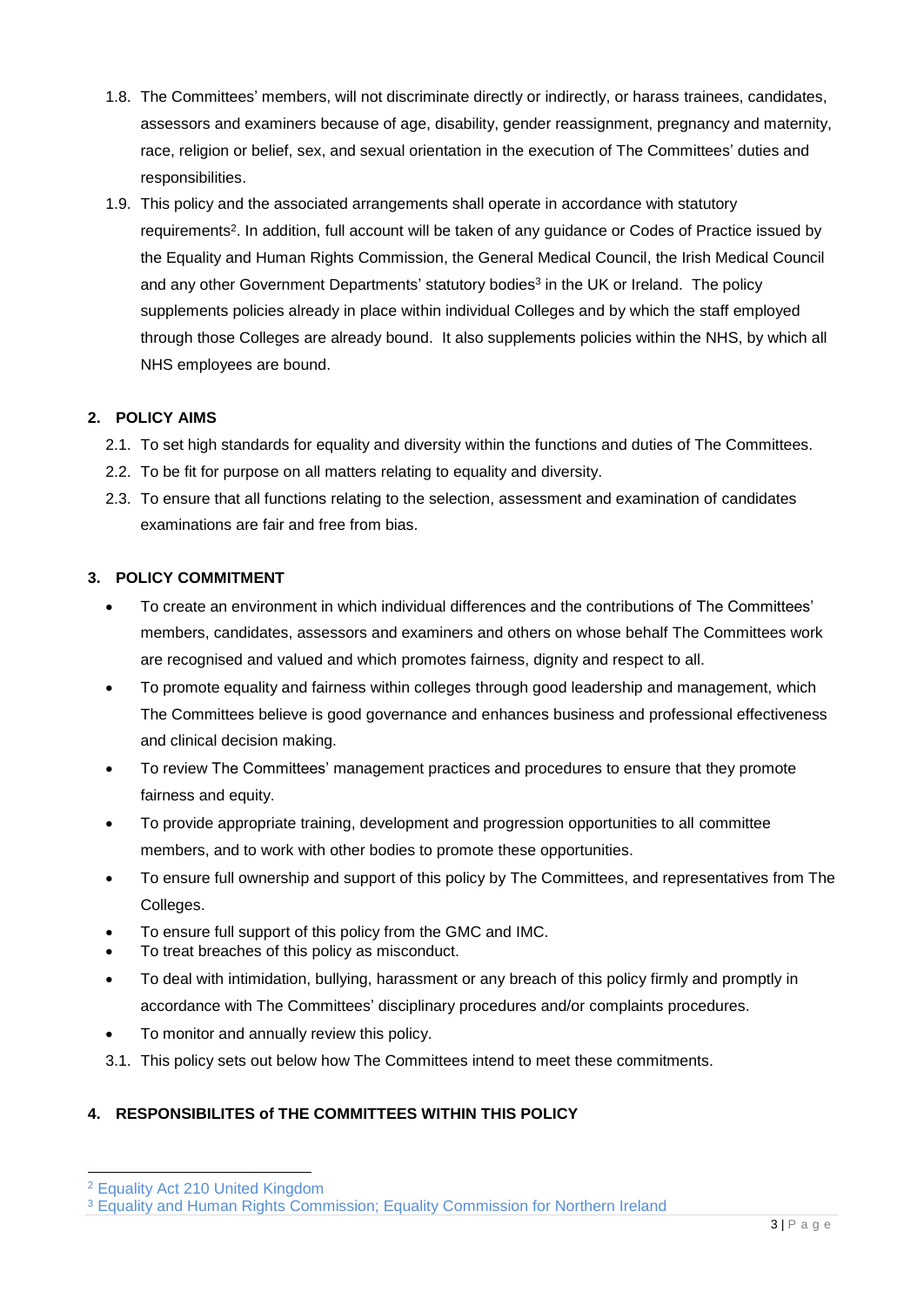1.8. The Committees' members, will not discriminate directly or indirectly, or harass trainees, candidates, assessors and examiners because of age, disability, gender reassignment, pregnancy and maternity, race, religion or belief, sex, and sexual orientation in the execution of The Committees' duties and responsibilities.

1.9. This policy and the associated arrangements shall operate in accordance with statutory requirements[2]. In addition, full account will be taken of any guidance or Codes of Practice issued by the Equality and Human Rights Commission, the General Medical Council, the Irish Medical Council and any other Government Departments' statutory bodies[3] in the UK or Ireland. The policy supplements policies already in place within individual Colleges and by which the staff employed through those Colleges are already bound. It also supplements policies within the NHS, by which all NHS employees are bound.

## 2. POLICY AIMS

2.1. To set high standards for equality and diversity within the functions and duties of The Committees.

2.2. To be fit for purpose on all matters relating to equality and diversity.

2.3. To ensure that all functions relating to the selection, assessment and examination of candidates examinations are fair and free from bias.

## 3. POLICY COMMITMENT

- To create an environment in which individual differences and the contributions of The Committees' members, candidates, assessors and examiners and others on whose behalf The Committees work are recognised and valued and which promotes fairness, dignity and respect to all.
- To promote equality and fairness within colleges through good leadership and management, which The Committees believe is good governance and enhances business and professional effectiveness and clinical decision making.
- To review The Committees' management practices and procedures to ensure that they promote fairness and equity.
- To provide appropriate training, development and progression opportunities to all committee members, and to work with other bodies to promote these opportunities.
- To ensure full ownership and support of this policy by The Committees, and representatives from The Colleges.
- To ensure full support of this policy from the GMC and IMC.
- To treat breaches of this policy as misconduct.
- To deal with intimidation, bullying, harassment or any breach of this policy firmly and promptly in accordance with The Committees' disciplinary procedures and/or complaints procedures.
- To monitor and annually review this policy.

3.1. This policy sets out below how The Committees intend to meet these commitments.

## 4. RESPONSIBILITES of THE COMMITTEES WITHIN THIS POLICY

---

[2] Equality Act 210 United Kingdom

[3] Equality and Human Rights Commission; Equality Commission for Northern Ireland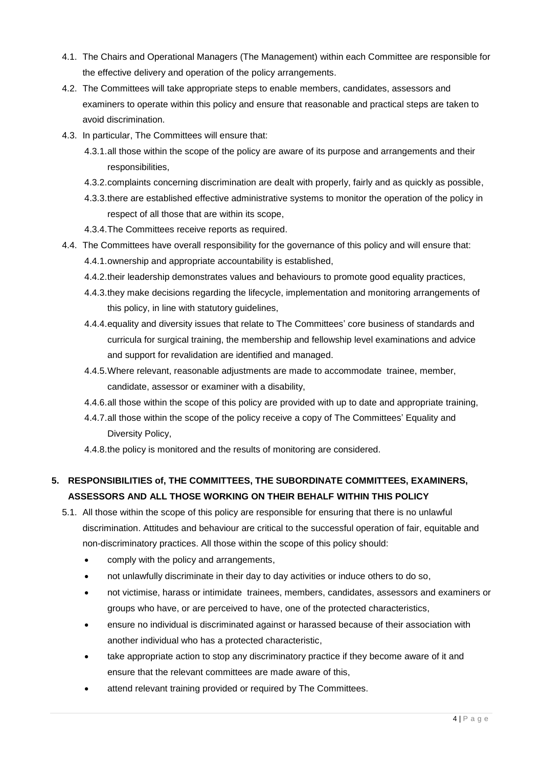4.1. The Chairs and Operational Managers (The Management) within each Committee are responsible for the effective delivery and operation of the policy arrangements.

4.2. The Committees will take appropriate steps to enable members, candidates, assessors and examiners to operate within this policy and ensure that reasonable and practical steps are taken to avoid discrimination.

4.3. In particular, The Committees will ensure that:

   4.3.1. all those within the scope of the policy are aware of its purpose and arrangements and their responsibilities,

   4.3.2. complaints concerning discrimination are dealt with properly, fairly and as quickly as possible,

   4.3.3. there are established effective administrative systems to monitor the operation of the policy in respect of all those that are within its scope,

   4.3.4. The Committees receive reports as required.

4.4. The Committees have overall responsibility for the governance of this policy and will ensure that:

   4.4.1. ownership and appropriate accountability is established,

   4.4.2. their leadership demonstrates values and behaviours to promote good equality practices,

   4.4.3. they make decisions regarding the lifecycle, implementation and monitoring arrangements of this policy, in line with statutory guidelines,

   4.4.4. equality and diversity issues that relate to The Committees' core business of standards and curricula for surgical training, the membership and fellowship level examinations and advice and support for revalidation are identified and managed.

   4.4.5. Where relevant, reasonable adjustments are made to accommodate trainee, member, candidate, assessor or examiner with a disability,

   4.4.6. all those within the scope of this policy are provided with up to date and appropriate training,

   4.4.7. all those within the scope of the policy receive a copy of The Committees' Equality and Diversity Policy,

   4.4.8. the policy is monitored and the results of monitoring are considered.

## 5. RESPONSIBILITIES of, THE COMMITTEES, THE SUBORDINATE COMMITTEES, EXAMINERS, ASSESSORS AND ALL THOSE WORKING ON THEIR BEHALF WITHIN THIS POLICY

5.1. All those within the scope of this policy are responsible for ensuring that there is no unlawful discrimination. Attitudes and behaviour are critical to the successful operation of fair, equitable and non-discriminatory practices. All those within the scope of this policy should:

- comply with the policy and arrangements,
- not unlawfully discriminate in their day to day activities or induce others to do so,
- not victimise, harass or intimidate trainees, members, candidates, assessors and examiners or groups who have, or are perceived to have, one of the protected characteristics,
- ensure no individual is discriminated against or harassed because of their association with another individual who has a protected characteristic,
- take appropriate action to stop any discriminatory practice if they become aware of it and ensure that the relevant committees are made aware of this,
- attend relevant training provided or required by The Committees.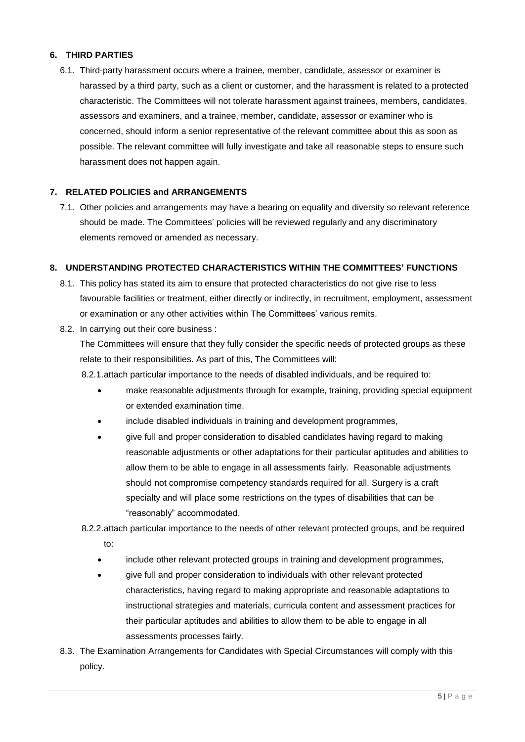## 6. THIRD PARTIES

6.1. Third-party harassment occurs where a trainee, member, candidate, assessor or examiner is harassed by a third party, such as a client or customer, and the harassment is related to a protected characteristic. The Committees will not tolerate harassment against trainees, members, candidates, assessors and examiners, and a trainee, member, candidate, assessor or examiner who is concerned, should inform a senior representative of the relevant committee about this as soon as possible. The relevant committee will fully investigate and take all reasonable steps to ensure such harassment does not happen again.

## 7. RELATED POLICIES and ARRANGEMENTS

7.1. Other policies and arrangements may have a bearing on equality and diversity so relevant reference should be made. The Committees' policies will be reviewed regularly and any discriminatory elements removed or amended as necessary.

## 8. UNDERSTANDING PROTECTED CHARACTERISTICS WITHIN THE COMMITTEES' FUNCTIONS

8.1. This policy has stated its aim to ensure that protected characteristics do not give rise to less favourable facilities or treatment, either directly or indirectly, in recruitment, employment, assessment or examination or any other activities within The Committees' various remits.

8.2. In carrying out their core business :

The Committees will ensure that they fully consider the specific needs of protected groups as these relate to their responsibilities. As part of this, The Committees will:

8.2.1. attach particular importance to the needs of disabled individuals, and be required to:

- make reasonable adjustments through for example, training, providing special equipment or extended examination time.
- include disabled individuals in training and development programmes,
- give full and proper consideration to disabled candidates having regard to making reasonable adjustments or other adaptations for their particular aptitudes and abilities to allow them to be able to engage in all assessments fairly. Reasonable adjustments should not compromise competency standards required for all. Surgery is a craft specialty and will place some restrictions on the types of disabilities that can be "reasonably" accommodated.

8.2.2. attach particular importance to the needs of other relevant protected groups, and be required to:

- include other relevant protected groups in training and development programmes,
- give full and proper consideration to individuals with other relevant protected characteristics, having regard to making appropriate and reasonable adaptations to instructional strategies and materials, curricula content and assessment practices for their particular aptitudes and abilities to allow them to be able to engage in all assessments processes fairly.

8.3. The Examination Arrangements for Candidates with Special Circumstances will comply with this policy.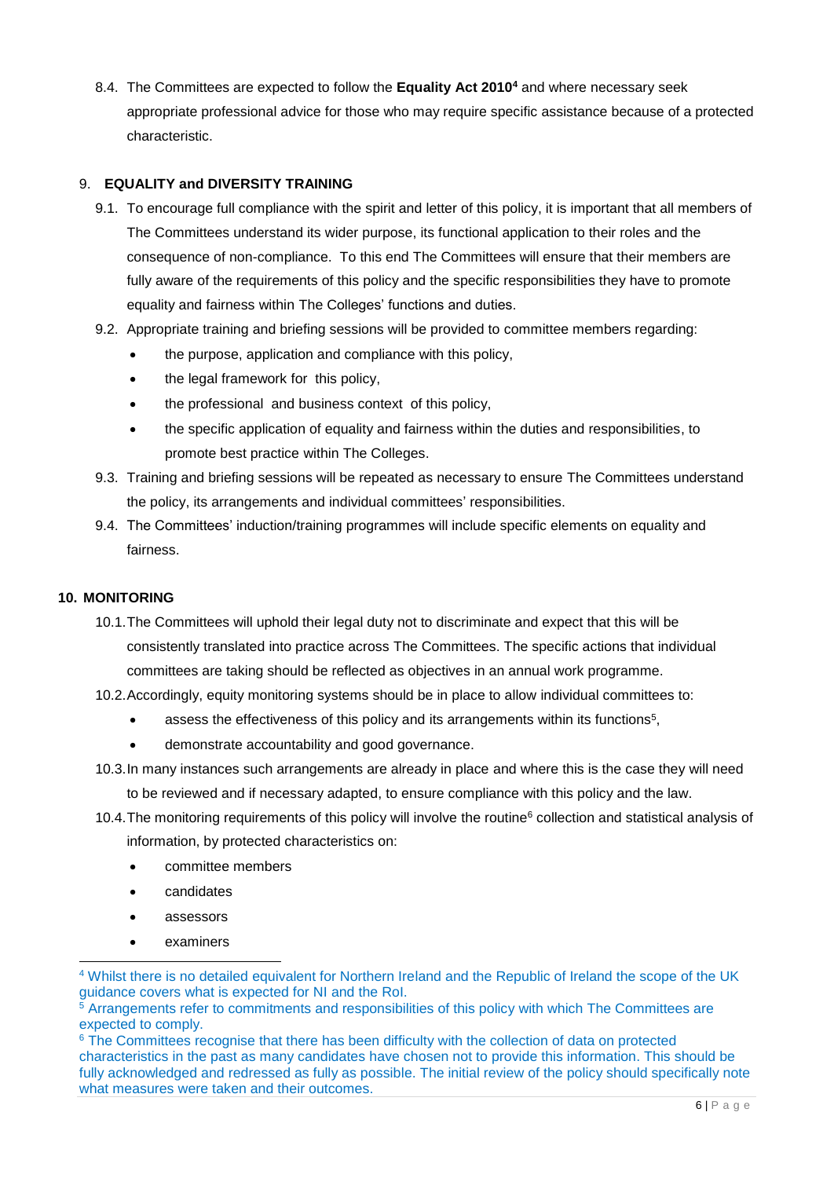8.4. The Committees are expected to follow the **Equality Act 2010**[4] and where necessary seek appropriate professional advice for those who may require specific assistance because of a protected characteristic.

## 9. EQUALITY and DIVERSITY TRAINING

9.1. To encourage full compliance with the spirit and letter of this policy, it is important that all members of The Committees understand its wider purpose, its functional application to their roles and the consequence of non-compliance. To this end The Committees will ensure that their members are fully aware of the requirements of this policy and the specific responsibilities they have to promote equality and fairness within The Colleges' functions and duties.

9.2. Appropriate training and briefing sessions will be provided to committee members regarding:

- the purpose, application and compliance with this policy,
- the legal framework for this policy,
- the professional and business context of this policy,
- the specific application of equality and fairness within the duties and responsibilities, to promote best practice within The Colleges.

9.3. Training and briefing sessions will be repeated as necessary to ensure The Committees understand the policy, its arrangements and individual committees' responsibilities.

9.4. The Committees' induction/training programmes will include specific elements on equality and fairness.

## 10. MONITORING

10.1. The Committees will uphold their legal duty not to discriminate and expect that this will be consistently translated into practice across The Committees. The specific actions that individual committees are taking should be reflected as objectives in an annual work programme.

10.2. Accordingly, equity monitoring systems should be in place to allow individual committees to:

- assess the effectiveness of this policy and its arrangements within its functions[5],
- demonstrate accountability and good governance.

10.3. In many instances such arrangements are already in place and where this is the case they will need to be reviewed and if necessary adapted, to ensure compliance with this policy and the law.

10.4. The monitoring requirements of this policy will involve the routine[6] collection and statistical analysis of information, by protected characteristics on:

- committee members
- candidates
- assessors
- examiners

---

[4] Whilst there is no detailed equivalent for Northern Ireland and the Republic of Ireland the scope of the UK guidance covers what is expected for NI and the RoI.

[5] Arrangements refer to commitments and responsibilities of this policy with which The Committees are expected to comply.

[6] The Committees recognise that there has been difficulty with the collection of data on protected characteristics in the past as many candidates have chosen not to provide this information. This should be fully acknowledged and redressed as fully as possible. The initial review of the policy should specifically note what measures were taken and their outcomes.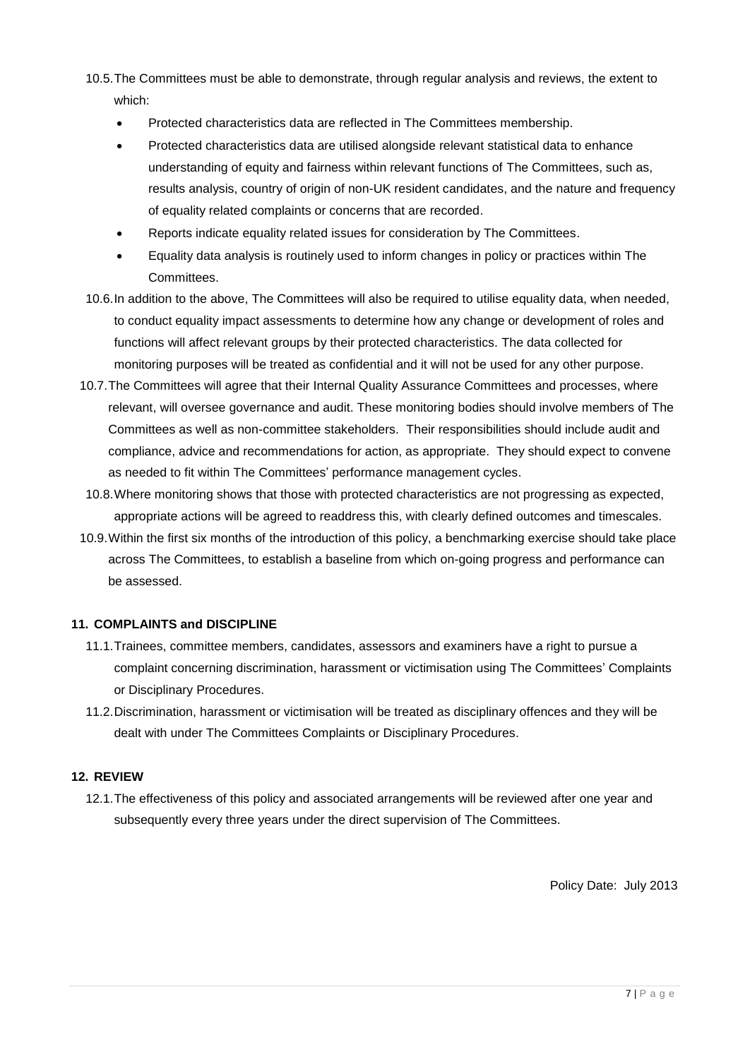10.5. The Committees must be able to demonstrate, through regular analysis and reviews, the extent to which:

- Protected characteristics data are reflected in The Committees membership.
- Protected characteristics data are utilised alongside relevant statistical data to enhance understanding of equity and fairness within relevant functions of The Committees, such as, results analysis, country of origin of non-UK resident candidates, and the nature and frequency of equality related complaints or concerns that are recorded.
- Reports indicate equality related issues for consideration by The Committees.
- Equality data analysis is routinely used to inform changes in policy or practices within The Committees.

10.6. In addition to the above, The Committees will also be required to utilise equality data, when needed, to conduct equality impact assessments to determine how any change or development of roles and functions will affect relevant groups by their protected characteristics. The data collected for monitoring purposes will be treated as confidential and it will not be used for any other purpose.

10.7. The Committees will agree that their Internal Quality Assurance Committees and processes, where relevant, will oversee governance and audit. These monitoring bodies should involve members of The Committees as well as non-committee stakeholders. Their responsibilities should include audit and compliance, advice and recommendations for action, as appropriate. They should expect to convene as needed to fit within The Committees' performance management cycles.

10.8. Where monitoring shows that those with protected characteristics are not progressing as expected, appropriate actions will be agreed to readdress this, with clearly defined outcomes and timescales.

10.9. Within the first six months of the introduction of this policy, a benchmarking exercise should take place across The Committees, to establish a baseline from which on-going progress and performance can be assessed.

## 11. COMPLAINTS and DISCIPLINE

11.1. Trainees, committee members, candidates, assessors and examiners have a right to pursue a complaint concerning discrimination, harassment or victimisation using The Committees' Complaints or Disciplinary Procedures.

11.2. Discrimination, harassment or victimisation will be treated as disciplinary offences and they will be dealt with under The Committees Complaints or Disciplinary Procedures.

## 12. REVIEW

12.1. The effectiveness of this policy and associated arrangements will be reviewed after one year and subsequently every three years under the direct supervision of The Committees.

Policy Date: July 2013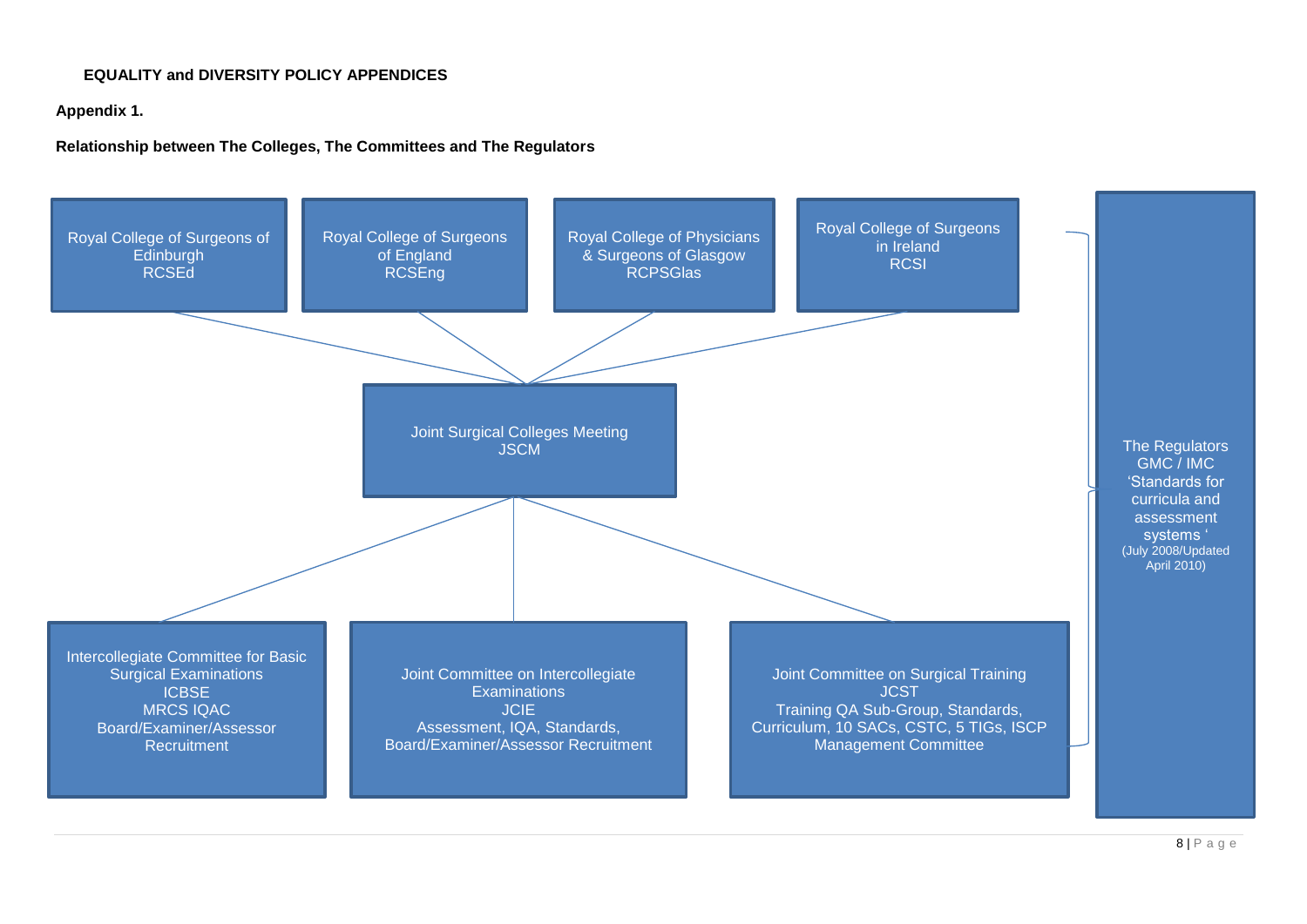**EQUALITY and DIVERSITY POLICY APPENDICES**

**Appendix 1.**

**Relationship between The Colleges, The Committees and The Regulators**

Royal College of Surgeons of Edinburgh
RCSEd

Royal College of Surgeons of England
RCSEng

Royal College of Physicians & Surgeons of Glasgow
RCPSGlas

Royal College of Surgeons in Ireland
RCSI

Joint Surgical Colleges Meeting
JSCM

Intercollegiate Committee for Basic Surgical Examinations
ICBSE
MRCS IQAC
Board/Examiner/Assessor Recruitment

Joint Committee on Intercollegiate Examinations
JCIE
Assessment, IQA, Standards, Board/Examiner/Assessor Recruitment

Joint Committee on Surgical Training
JCST
Training QA Sub-Group, Standards, Curriculum, 10 SACs, CSTC, 5 TIGs, ISCP Management Committee

The Regulators
GMC / IMC
'Standards for curricula and assessment systems '
(July 2008/Updated April 2010)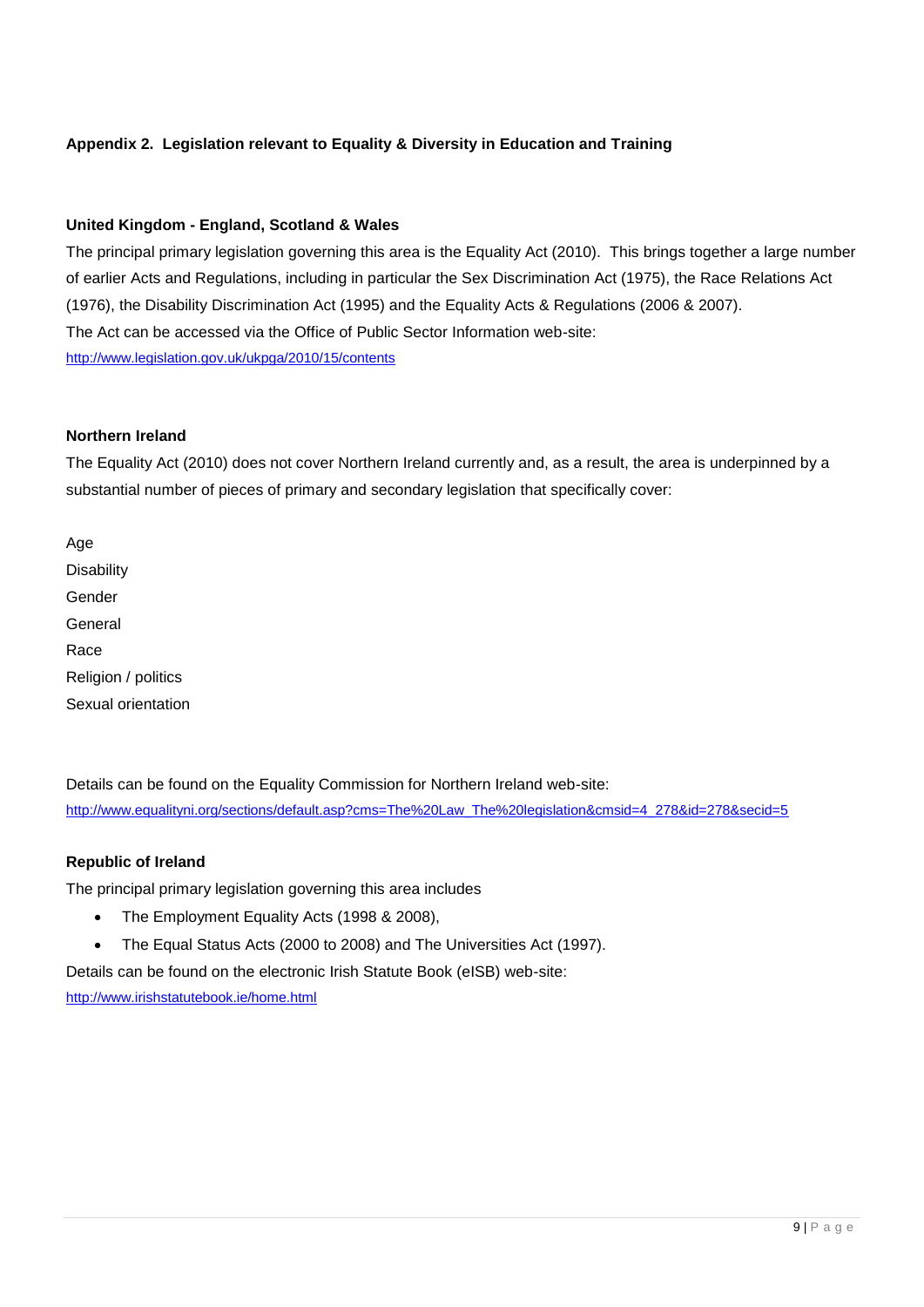## Appendix 2. Legislation relevant to Equality & Diversity in Education and Training

### United Kingdom - England, Scotland & Wales

The principal primary legislation governing this area is the Equality Act (2010). This brings together a large number of earlier Acts and Regulations, including in particular the Sex Discrimination Act (1975), the Race Relations Act (1976), the Disability Discrimination Act (1995) and the Equality Acts & Regulations (2006 & 2007).

The Act can be accessed via the Office of Public Sector Information web-site:
http://www.legislation.gov.uk/ukpga/2010/15/contents

### Northern Ireland

The Equality Act (2010) does not cover Northern Ireland currently and, as a result, the area is underpinned by a substantial number of pieces of primary and secondary legislation that specifically cover:

Age
Disability
Gender
General
Race
Religion / politics
Sexual orientation

Details can be found on the Equality Commission for Northern Ireland web-site:
http://www.equalityni.org/sections/default.asp?cms=The%20Law_The%20legislation&cmsid=4_278&id=278&secid=5

### Republic of Ireland

The principal primary legislation governing this area includes

- The Employment Equality Acts (1998 & 2008),
- The Equal Status Acts (2000 to 2008) and The Universities Act (1997).

Details can be found on the electronic Irish Statute Book (eISB) web-site:
http://www.irishstatutebook.ie/home.html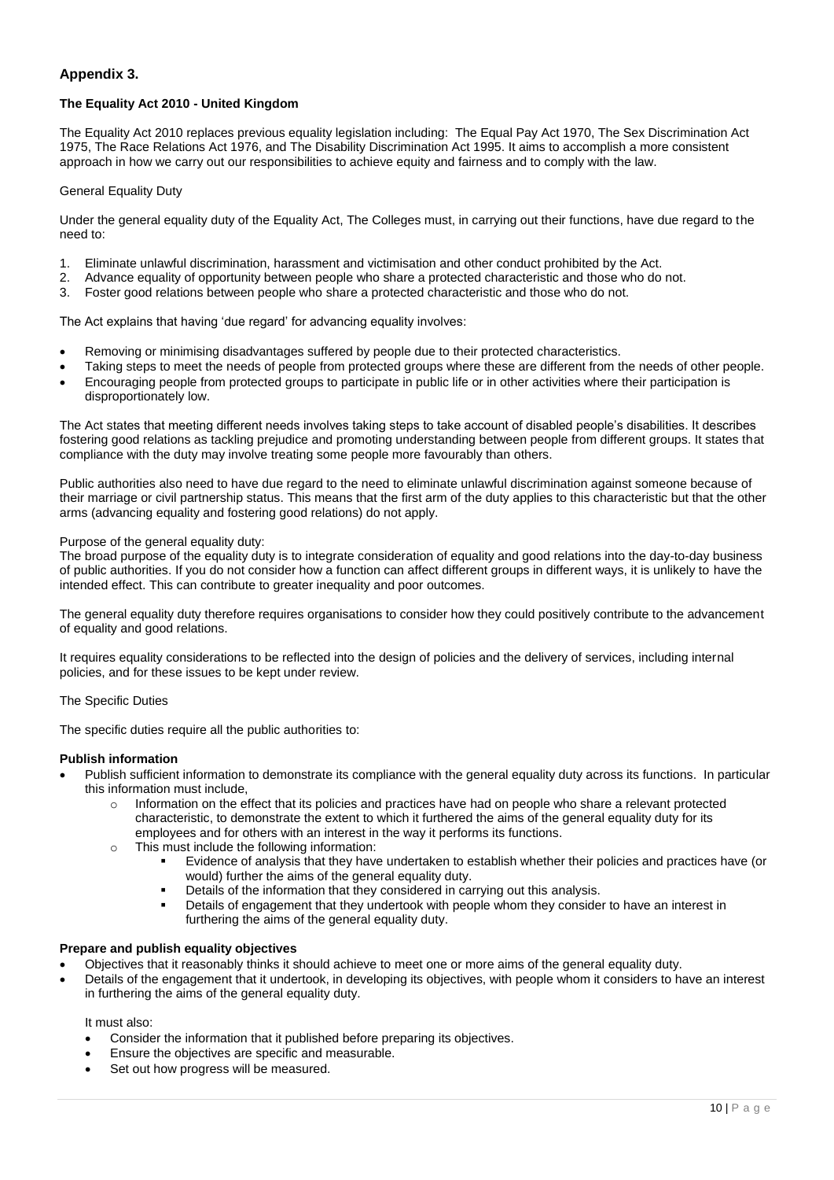## Appendix 3.

**The Equality Act 2010 - United Kingdom**

The Equality Act 2010 replaces previous equality legislation including: The Equal Pay Act 1970, The Sex Discrimination Act 1975, The Race Relations Act 1976, and The Disability Discrimination Act 1995. It aims to accomplish a more consistent approach in how we carry out our responsibilities to achieve equity and fairness and to comply with the law.

General Equality Duty

Under the general equality duty of the Equality Act, The Colleges must, in carrying out their functions, have due regard to the need to:

1. Eliminate unlawful discrimination, harassment and victimisation and other conduct prohibited by the Act.
2. Advance equality of opportunity between people who share a protected characteristic and those who do not.
3. Foster good relations between people who share a protected characteristic and those who do not.

The Act explains that having 'due regard' for advancing equality involves:

- Removing or minimising disadvantages suffered by people due to their protected characteristics.
- Taking steps to meet the needs of people from protected groups where these are different from the needs of other people.
- Encouraging people from protected groups to participate in public life or in other activities where their participation is disproportionately low.

The Act states that meeting different needs involves taking steps to take account of disabled people's disabilities. It describes fostering good relations as tackling prejudice and promoting understanding between people from different groups. It states that compliance with the duty may involve treating some people more favourably than others.

Public authorities also need to have due regard to the need to eliminate unlawful discrimination against someone because of their marriage or civil partnership status. This means that the first arm of the duty applies to this characteristic but that the other arms (advancing equality and fostering good relations) do not apply.

Purpose of the general equality duty:
The broad purpose of the equality duty is to integrate consideration of equality and good relations into the day-to-day business of public authorities. If you do not consider how a function can affect different groups in different ways, it is unlikely to have the intended effect. This can contribute to greater inequality and poor outcomes.

The general equality duty therefore requires organisations to consider how they could positively contribute to the advancement of equality and good relations.

It requires equality considerations to be reflected into the design of policies and the delivery of services, including internal policies, and for these issues to be kept under review.

The Specific Duties

The specific duties require all the public authorities to:

**Publish information**

- Publish sufficient information to demonstrate its compliance with the general equality duty across its functions. In particular this information must include,
  - Information on the effect that its policies and practices have had on people who share a relevant protected characteristic, to demonstrate the extent to which it furthered the aims of the general equality duty for its employees and for others with an interest in the way it performs its functions.
  - This must include the following information:
    - Evidence of analysis that they have undertaken to establish whether their policies and practices have (or would) further the aims of the general equality duty.
    - Details of the information that they considered in carrying out this analysis.
    - Details of engagement that they undertook with people whom they consider to have an interest in furthering the aims of the general equality duty.

**Prepare and publish equality objectives**

- Objectives that it reasonably thinks it should achieve to meet one or more aims of the general equality duty.
- Details of the engagement that it undertook, in developing its objectives, with people whom it considers to have an interest in furthering the aims of the general equality duty.

It must also:

- Consider the information that it published before preparing its objectives.
- Ensure the objectives are specific and measurable.
- Set out how progress will be measured.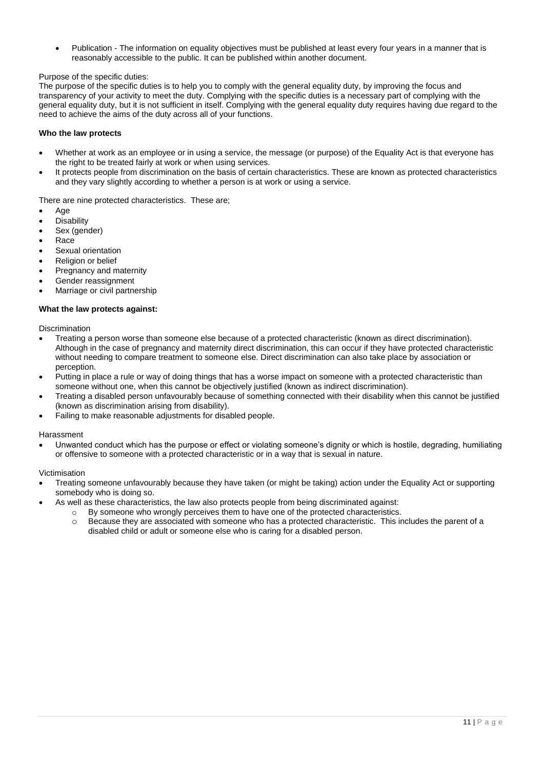- Publication - The information on equality objectives must be published at least every four years in a manner that is reasonably accessible to the public. It can be published within another document.

Purpose of the specific duties:
The purpose of the specific duties is to help you to comply with the general equality duty, by improving the focus and transparency of your activity to meet the duty. Complying with the specific duties is a necessary part of complying with the general equality duty, but it is not sufficient in itself. Complying with the general equality duty requires having due regard to the need to achieve the aims of the duty across all of your functions.

**Who the law protects**

- Whether at work as an employee or in using a service, the message (or purpose) of the Equality Act is that everyone has the right to be treated fairly at work or when using services.
- It protects people from discrimination on the basis of certain characteristics. These are known as protected characteristics and they vary slightly according to whether a person is at work or using a service.

There are nine protected characteristics. These are;

- Age
- Disability
- Sex (gender)
- Race
- Sexual orientation
- Religion or belief
- Pregnancy and maternity
- Gender reassignment
- Marriage or civil partnership

**What the law protects against:**

Discrimination

- Treating a person worse than someone else because of a protected characteristic (known as direct discrimination). Although in the case of pregnancy and maternity direct discrimination, this can occur if they have protected characteristic without needing to compare treatment to someone else. Direct discrimination can also take place by association or perception.
- Putting in place a rule or way of doing things that has a worse impact on someone with a protected characteristic than someone without one, when this cannot be objectively justified (known as indirect discrimination).
- Treating a disabled person unfavourably because of something connected with their disability when this cannot be justified (known as discrimination arising from disability).
- Failing to make reasonable adjustments for disabled people.

Harassment

- Unwanted conduct which has the purpose or effect or violating someone's dignity or which is hostile, degrading, humiliating or offensive to someone with a protected characteristic or in a way that is sexual in nature.

Victimisation

- Treating someone unfavourably because they have taken (or might be taking) action under the Equality Act or supporting somebody who is doing so.
- As well as these characteristics, the law also protects people from being discriminated against:
  - By someone who wrongly perceives them to have one of the protected characteristics.
  - Because they are associated with someone who has a protected characteristic. This includes the parent of a disabled child or adult or someone else who is caring for a disabled person.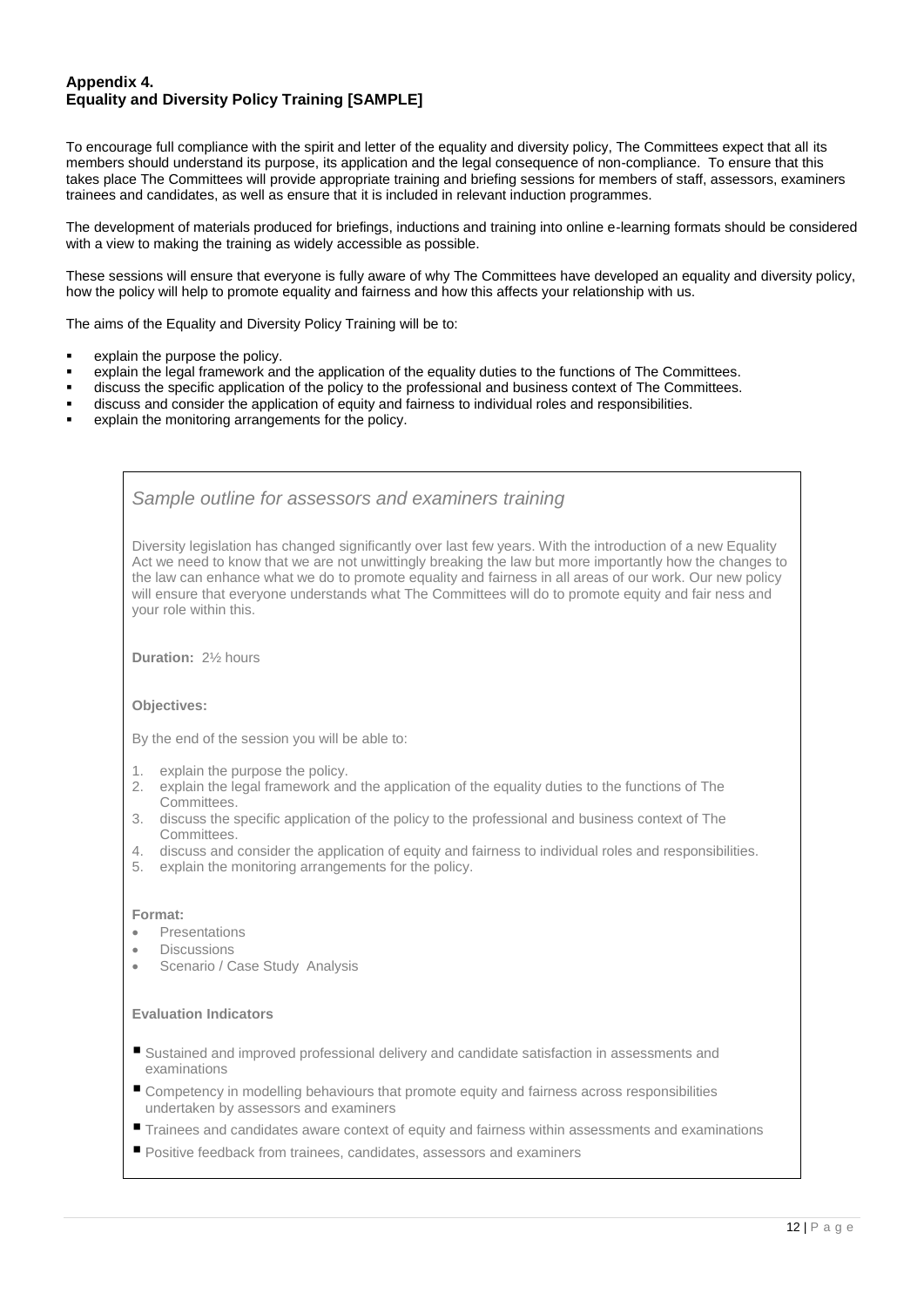**Appendix 4.**
**Equality and Diversity Policy Training [SAMPLE]**

To encourage full compliance with the spirit and letter of the equality and diversity policy, The Committees expect that all its members should understand its purpose, its application and the legal consequence of non-compliance. To ensure that this takes place The Committees will provide appropriate training and briefing sessions for members of staff, assessors, examiners trainees and candidates, as well as ensure that it is included in relevant induction programmes.

The development of materials produced for briefings, inductions and training into online e-learning formats should be considered with a view to making the training as widely accessible as possible.

These sessions will ensure that everyone is fully aware of why The Committees have developed an equality and diversity policy, how the policy will help to promote equality and fairness and how this affects your relationship with us.

The aims of the Equality and Diversity Policy Training will be to:

- explain the purpose the policy.
- explain the legal framework and the application of the equality duties to the functions of The Committees.
- discuss the specific application of the policy to the professional and business context of The Committees.
- discuss and consider the application of equity and fairness to individual roles and responsibilities.
- explain the monitoring arrangements for the policy.

*Sample outline for assessors and examiners training*

Diversity legislation has changed significantly over last few years. With the introduction of a new Equality Act we need to know that we are not unwittingly breaking the law but more importantly how the changes to the law can enhance what we do to promote equality and fairness in all areas of our work. Our new policy will ensure that everyone understands what The Committees will do to promote equity and fair ness and your role within this.

**Duration:** 2½ hours

**Objectives:**

By the end of the session you will be able to:

1. explain the purpose the policy.
2. explain the legal framework and the application of the equality duties to the functions of The Committees.
3. discuss the specific application of the policy to the professional and business context of The Committees.
4. discuss and consider the application of equity and fairness to individual roles and responsibilities.
5. explain the monitoring arrangements for the policy.

**Format:**

- Presentations
- Discussions
- Scenario / Case Study Analysis

**Evaluation Indicators**

- Sustained and improved professional delivery and candidate satisfaction in assessments and examinations
- Competency in modelling behaviours that promote equity and fairness across responsibilities undertaken by assessors and examiners
- Trainees and candidates aware context of equity and fairness within assessments and examinations
- Positive feedback from trainees, candidates, assessors and examiners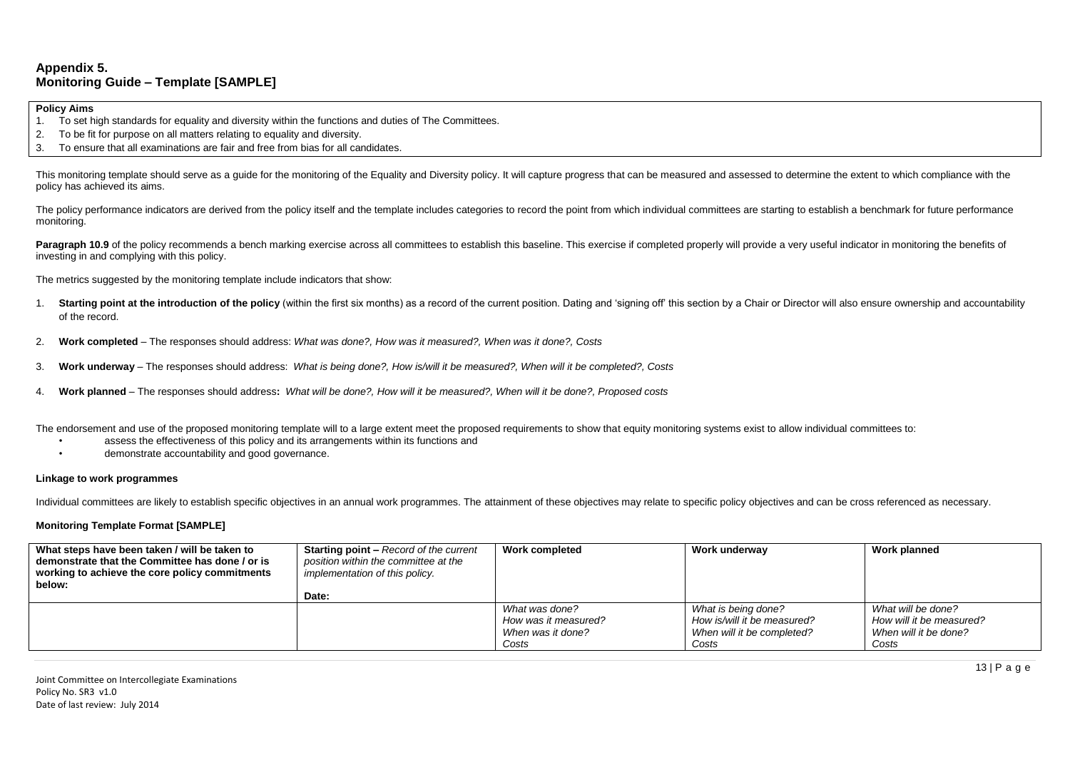# Appendix 5.
## Monitoring Guide – Template [SAMPLE]

**Policy Aims**

1. To set high standards for equality and diversity within the functions and duties of The Committees.
2. To be fit for purpose on all matters relating to equality and diversity.
3. To ensure that all examinations are fair and free from bias for all candidates.

This monitoring template should serve as a guide for the monitoring of the Equality and Diversity policy. It will capture progress that can be measured and assessed to determine the extent to which compliance with the policy has achieved its aims.

The policy performance indicators are derived from the policy itself and the template includes categories to record the point from which individual committees are starting to establish a benchmark for future performance monitoring.

**Paragraph 10.9** of the policy recommends a bench marking exercise across all committees to establish this baseline. This exercise if completed properly will provide a very useful indicator in monitoring the benefits of investing in and complying with this policy.

The metrics suggested by the monitoring template include indicators that show:

1. **Starting point at the introduction of the policy** (within the first six months) as a record of the current position. Dating and 'signing off' this section by a Chair or Director will also ensure ownership and accountability of the record.
2. **Work completed** – The responses should address: *What was done?, How was it measured?, When was it done?, Costs*
3. **Work underway** – The responses should address: *What is being done?, How is/will it be measured?, When will it be completed?, Costs*
4. **Work planned** – The responses should address**:** *What will be done?, How will it be measured?, When will it be done?, Proposed costs*

The endorsement and use of the proposed monitoring template will to a large extent meet the proposed requirements to show that equity monitoring systems exist to allow individual committees to:

- assess the effectiveness of this policy and its arrangements within its functions and
- demonstrate accountability and good governance.

**Linkage to work programmes**

Individual committees are likely to establish specific objectives in an annual work programmes. The attainment of these objectives may relate to specific policy objectives and can be cross referenced as necessary.

**Monitoring Template Format [SAMPLE]**

| **What steps have been taken / will be taken to demonstrate that the Committee has done / or is working to achieve the core policy commitments below:** | **Starting point –** *Record of the current position within the committee at the implementation of this policy.*<br><br>**Date:** | **Work completed** | **Work underway** | **Work planned** |
|---|---|---|---|---|
| | | *What was done?*<br>*How was it measured?*<br>*When was it done?*<br>*Costs* | *What is being done?*<br>*How is/will it be measured?*<br>*When will it be completed?*<br>*Costs* | *What will be done?*<br>*How will it be measured?*<br>*When will it be done?*<br>*Costs* |

Joint Committee on Intercollegiate Examinations
Policy No. SR3 v1.0
Date of last review: July 2014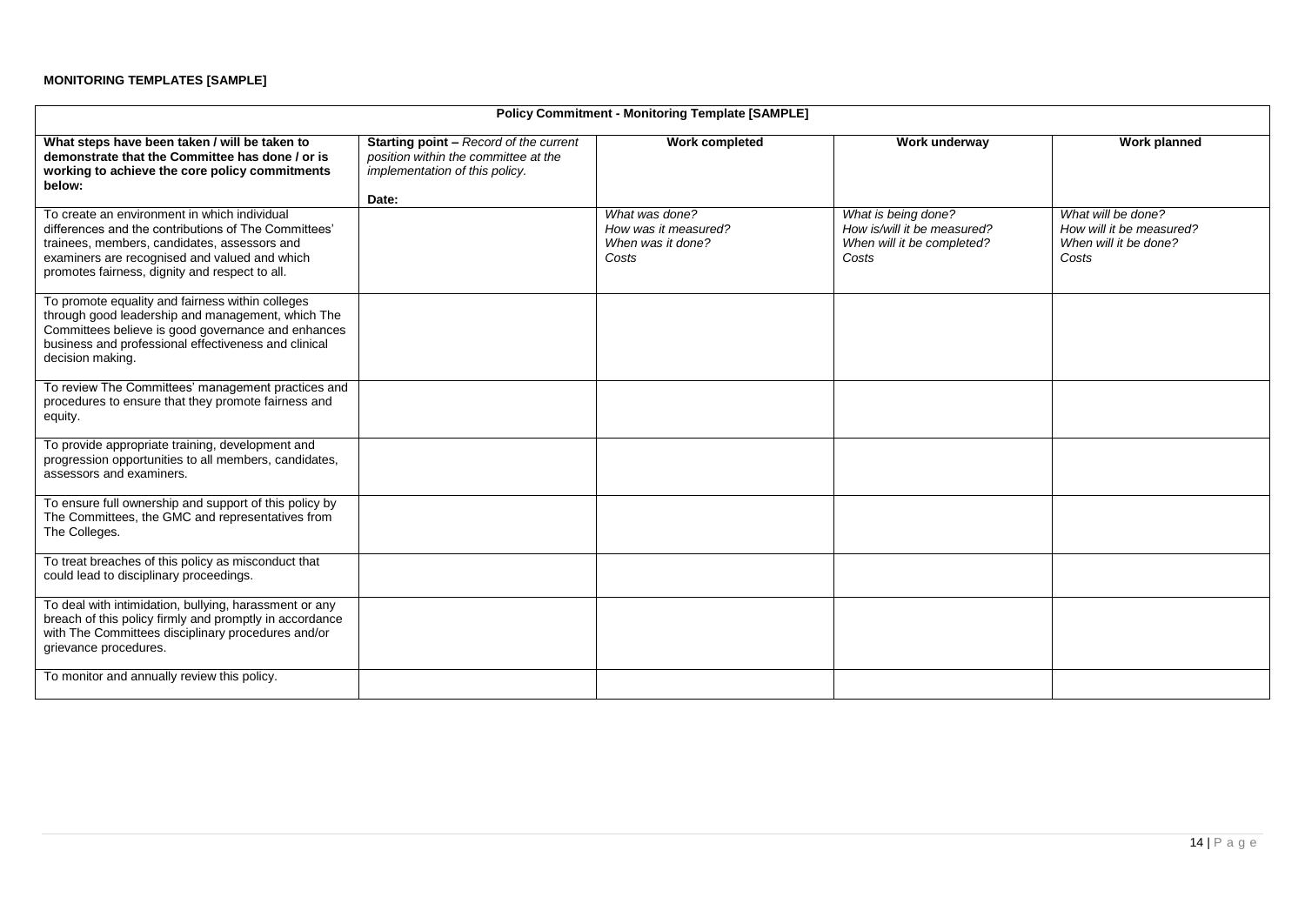**MONITORING TEMPLATES [SAMPLE]**

| Policy Commitment - Monitoring Template [SAMPLE] | | | | |
|---|---|---|---|---|
| **What steps have been taken / will be taken to demonstrate that the Committee has done / or is working to achieve the core policy commitments below:** | **Starting point –** *Record of the current position within the committee at the implementation of this policy.*<br><br>**Date:** | **Work completed** | **Work underway** | **Work planned** |
| To create an environment in which individual differences and the contributions of The Committees' trainees, members, candidates, assessors and examiners are recognised and valued and which promotes fairness, dignity and respect to all. | | *What was done?*<br>*How was it measured?*<br>*When was it done?*<br>*Costs* | *What is being done?*<br>*How is/will it be measured?*<br>*When will it be completed?*<br>*Costs* | *What will be done?*<br>*How will it be measured?*<br>*When will it be done?*<br>*Costs* |
| To promote equality and fairness within colleges through good leadership and management, which The Committees believe is good governance and enhances business and professional effectiveness and clinical decision making. | | | | |
| To review The Committees' management practices and procedures to ensure that they promote fairness and equity. | | | | |
| To provide appropriate training, development and progression opportunities to all members, candidates, assessors and examiners. | | | | |
| To ensure full ownership and support of this policy by The Committees, the GMC and representatives from The Colleges. | | | | |
| To treat breaches of this policy as misconduct that could lead to disciplinary proceedings. | | | | |
| To deal with intimidation, bullying, harassment or any breach of this policy firmly and promptly in accordance with The Committees disciplinary procedures and/or grievance procedures. | | | | |
| To monitor and annually review this policy. | | | | |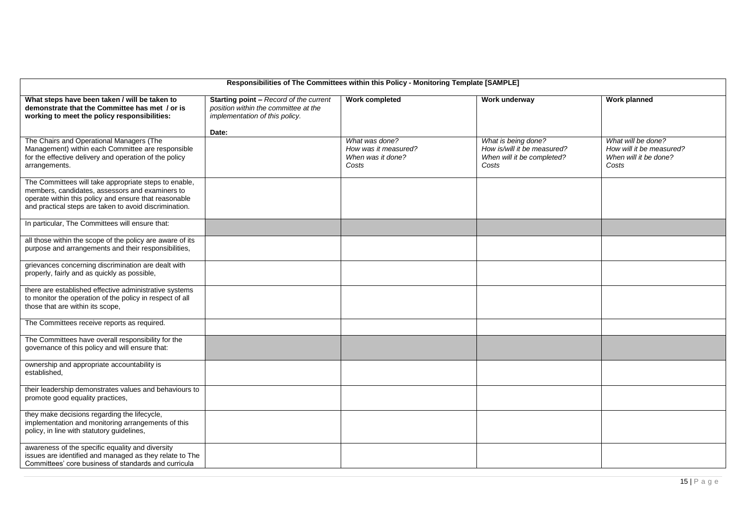| Responsibilities of The Committees within this Policy - Monitoring Template [SAMPLE] | | | | |
|---|---|---|---|---|
| **What steps have been taken / will be taken to demonstrate that the Committee has met / or is working to meet the policy responsibilities:** | **Starting point –** *Record of the current position within the committee at the implementation of this policy.*<br><br>**Date:** | **Work completed** | **Work underway** | **Work planned** |
| The Chairs and Operational Managers (The Management) within each Committee are responsible for the effective delivery and operation of the policy arrangements. | | *What was done?*<br>*How was it measured?*<br>*When was it done?*<br>*Costs* | *What is being done?*<br>*How is/will it be measured?*<br>*When will it be completed?*<br>*Costs* | *What will be done?*<br>*How will it be measured?*<br>*When will it be done?*<br>*Costs* |
| The Committees will take appropriate steps to enable, members, candidates, assessors and examiners to operate within this policy and ensure that reasonable and practical steps are taken to avoid discrimination. | | | | |
| In particular, The Committees will ensure that: | | | | |
| all those within the scope of the policy are aware of its purpose and arrangements and their responsibilities, | | | | |
| grievances concerning discrimination are dealt with properly, fairly and as quickly as possible, | | | | |
| there are established effective administrative systems to monitor the operation of the policy in respect of all those that are within its scope, | | | | |
| The Committees receive reports as required. | | | | |
| The Committees have overall responsibility for the governance of this policy and will ensure that: | | | | |
| ownership and appropriate accountability is established, | | | | |
| their leadership demonstrates values and behaviours to promote good equality practices, | | | | |
| they make decisions regarding the lifecycle, implementation and monitoring arrangements of this policy, in line with statutory guidelines, | | | | |
| awareness of the specific equality and diversity issues are identified and managed as they relate to The Committees' core business of standards and curricula | | | | |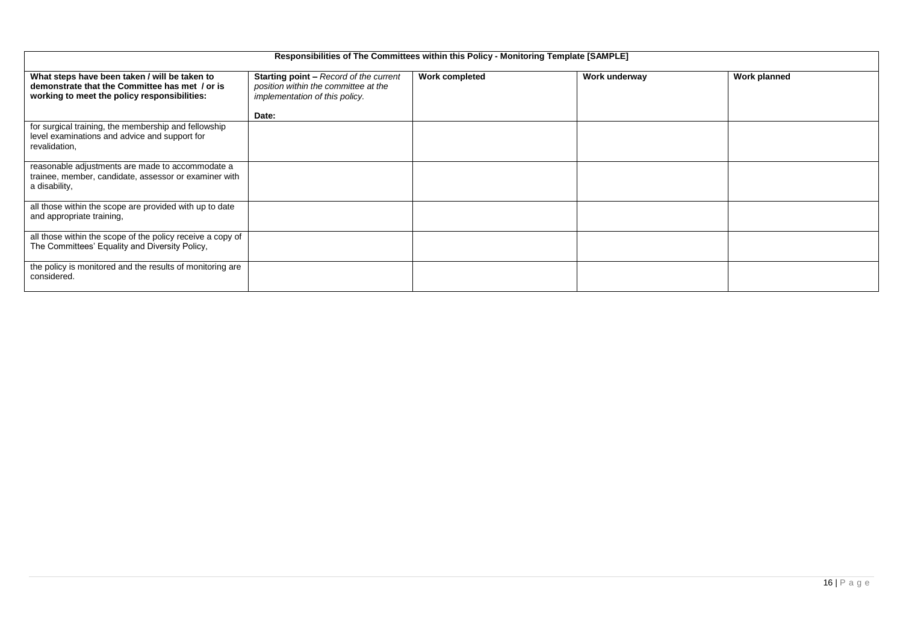| Responsibilities of The Committees within this Policy - Monitoring Template [SAMPLE] | | | | |
|---|---|---|---|---|
| **What steps have been taken / will be taken to demonstrate that the Committee has met / or is working to meet the policy responsibilities:** | **Starting point –** *Record of the current position within the committee at the implementation of this policy.*<br><br>**Date:** | **Work completed** | **Work underway** | **Work planned** |
| for surgical training, the membership and fellowship level examinations and advice and support for revalidation, | | | | |
| reasonable adjustments are made to accommodate a trainee, member, candidate, assessor or examiner with a disability, | | | | |
| all those within the scope are provided with up to date and appropriate training, | | | | |
| all those within the scope of the policy receive a copy of The Committees' Equality and Diversity Policy, | | | | |
| the policy is monitored and the results of monitoring are considered. | | | | |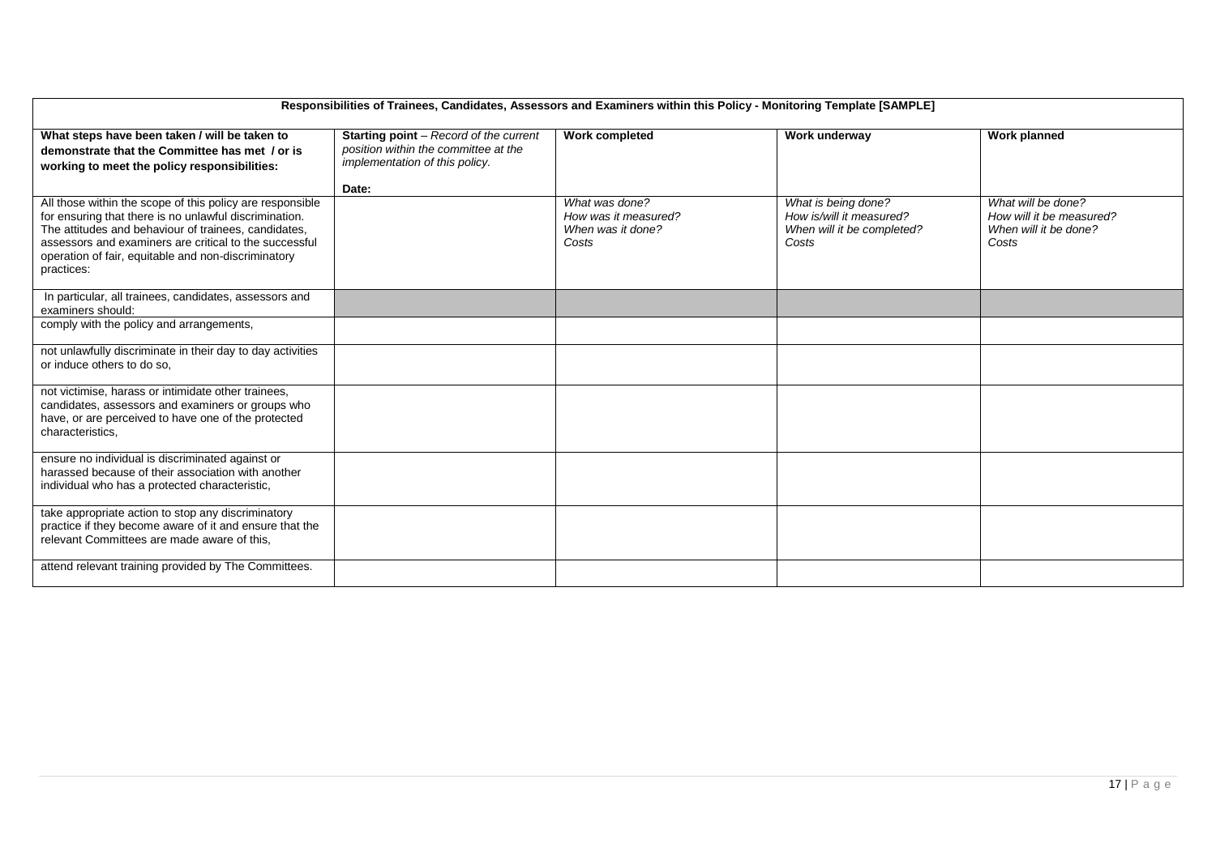| Responsibilities of Trainees, Candidates, Assessors and Examiners within this Policy - Monitoring Template [SAMPLE] | | | | |
|---|---|---|---|---|
| **What steps have been taken / will be taken to demonstrate that the Committee has met / or is working to meet the policy responsibilities:** | **Starting point** – *Record of the current position within the committee at the implementation of this policy.*<br><br>**Date:** | **Work completed** | **Work underway** | **Work planned** |
| All those within the scope of this policy are responsible for ensuring that there is no unlawful discrimination. The attitudes and behaviour of trainees, candidates, assessors and examiners are critical to the successful operation of fair, equitable and non-discriminatory practices: | | *What was done?*<br>*How was it measured?*<br>*When was it done?*<br>*Costs* | *What is being done?*<br>*How is/will it measured?*<br>*When will it be completed?*<br>*Costs* | *What will be done?*<br>*How will it be measured?*<br>*When will it be done?*<br>*Costs* |
| In particular, all trainees, candidates, assessors and examiners should: | | | | |
| comply with the policy and arrangements, | | | | |
| not unlawfully discriminate in their day to day activities or induce others to do so, | | | | |
| not victimise, harass or intimidate other trainees, candidates, assessors and examiners or groups who have, or are perceived to have one of the protected characteristics, | | | | |
| ensure no individual is discriminated against or harassed because of their association with another individual who has a protected characteristic, | | | | |
| take appropriate action to stop any discriminatory practice if they become aware of it and ensure that the relevant Committees are made aware of this, | | | | |
| attend relevant training provided by The Committees. | | | | |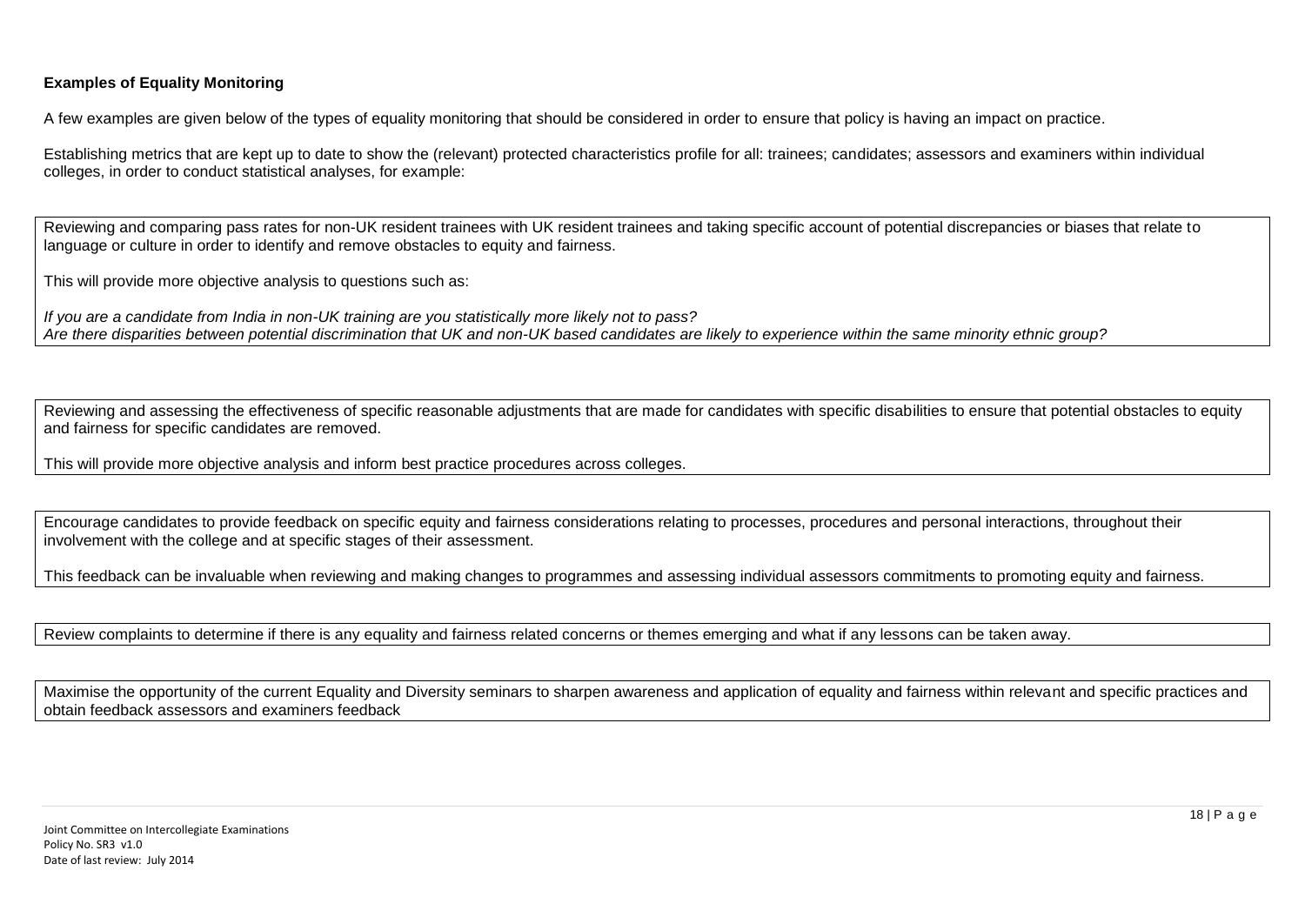**Examples of Equality Monitoring**

A few examples are given below of the types of equality monitoring that should be considered in order to ensure that policy is having an impact on practice.

Establishing metrics that are kept up to date to show the (relevant) protected characteristics profile for all: trainees; candidates; assessors and examiners within individual colleges, in order to conduct statistical analyses, for example:

Reviewing and comparing pass rates for non-UK resident trainees with UK resident trainees and taking specific account of potential discrepancies or biases that relate to language or culture in order to identify and remove obstacles to equity and fairness.

This will provide more objective analysis to questions such as:

*If you are a candidate from India in non-UK training are you statistically more likely not to pass?*
*Are there disparities between potential discrimination that UK and non-UK based candidates are likely to experience within the same minority ethnic group?*

Reviewing and assessing the effectiveness of specific reasonable adjustments that are made for candidates with specific disabilities to ensure that potential obstacles to equity and fairness for specific candidates are removed.

This will provide more objective analysis and inform best practice procedures across colleges.

Encourage candidates to provide feedback on specific equity and fairness considerations relating to processes, procedures and personal interactions, throughout their involvement with the college and at specific stages of their assessment.

This feedback can be invaluable when reviewing and making changes to programmes and assessing individual assessors commitments to promoting equity and fairness.

Review complaints to determine if there is any equality and fairness related concerns or themes emerging and what if any lessons can be taken away.

Maximise the opportunity of the current Equality and Diversity seminars to sharpen awareness and application of equality and fairness within relevant and specific practices and obtain feedback assessors and examiners feedback